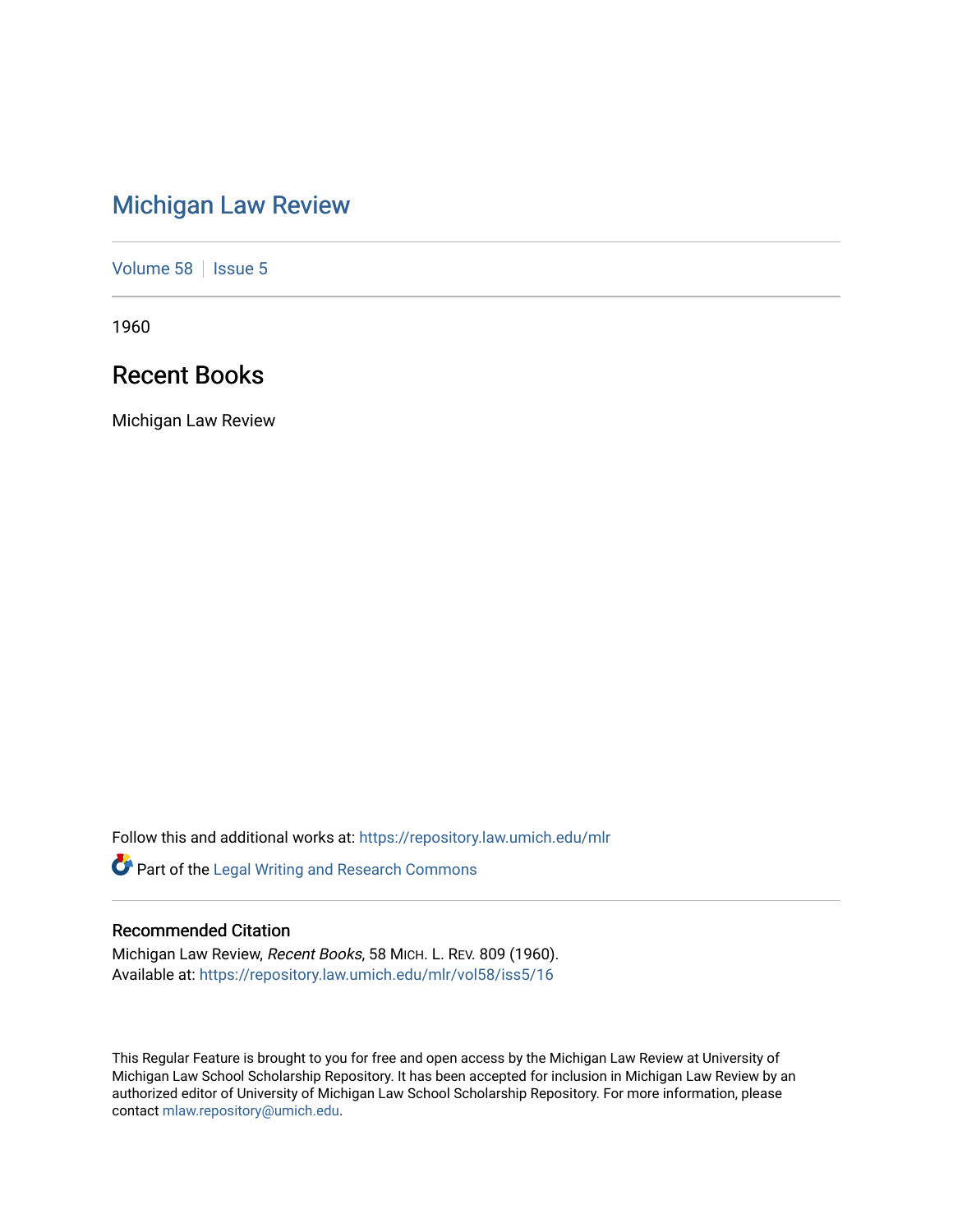# Michigan Law Review

Volume 58 | Issue 5

1960

## Recent Books

Michigan Law Review

Follow this and additional works at: https://repository.law.umich.edu/mlr

Part of the Legal Writing and Research Commons

### Recommended Citation

Michigan Law Review, *Recent Books*, 58 MICH. L. REV. 809 (1960).
Available at: https://repository.law.umich.edu/mlr/vol58/iss5/16

This Regular Feature is brought to you for free and open access by the Michigan Law Review at University of Michigan Law School Scholarship Repository. It has been accepted for inclusion in Michigan Law Review by an authorized editor of University of Michigan Law School Scholarship Repository. For more information, please contact mlaw.repository@umich.edu.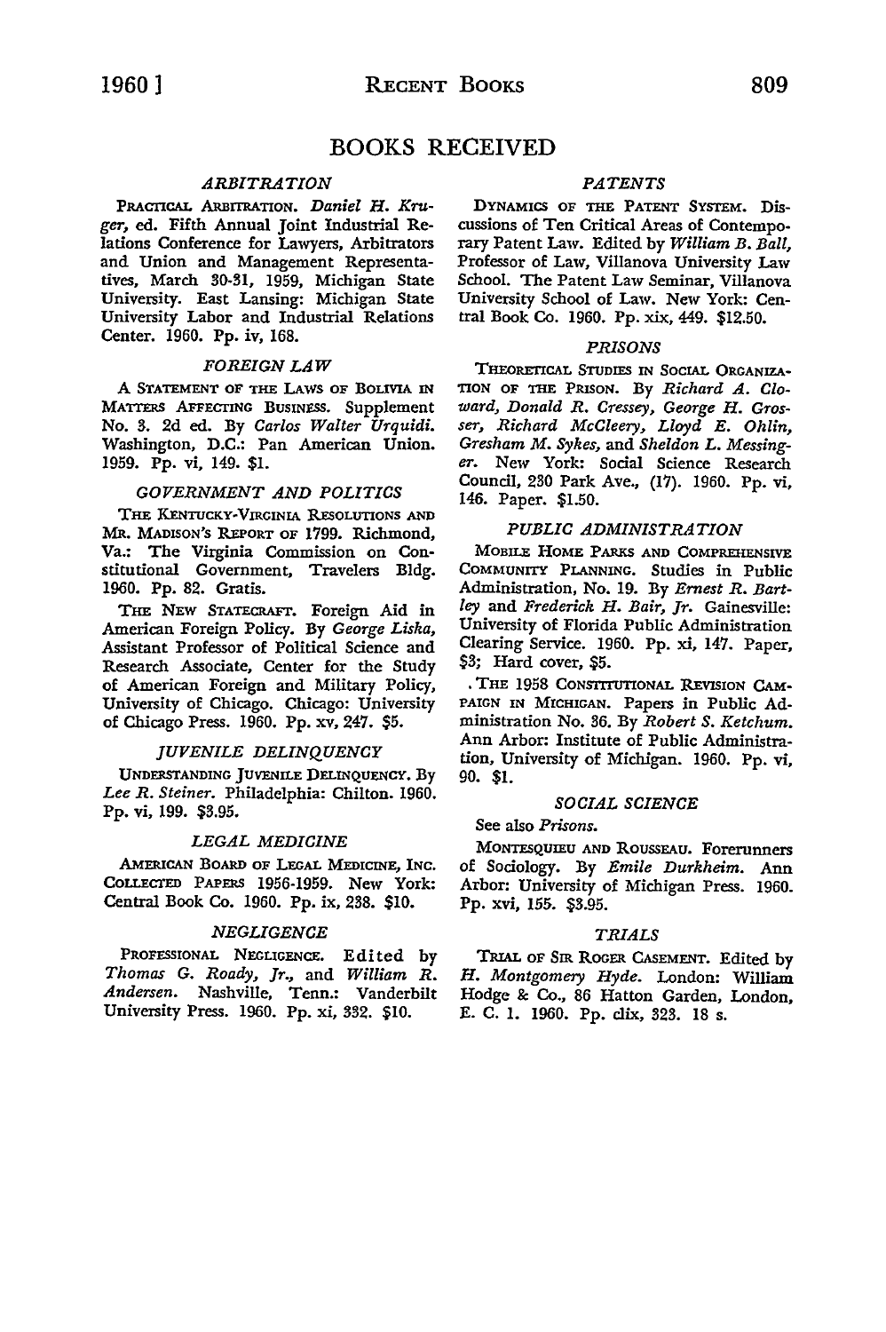## BOOKS RECEIVED

### *ARBITRATION*

PRACTICAL ARBITRATION. *Daniel H. Kruger*, ed. Fifth Annual Joint Industrial Relations Conference for Lawyers, Arbitrators and Union and Management Representatives, March 30-31, 1959, Michigan State University. East Lansing: Michigan State University Labor and Industrial Relations Center. 1960. Pp. iv, 168.

### *FOREIGN LAW*

A STATEMENT OF THE LAWS OF BOLIVIA IN MATTERS AFFECTING BUSINESS. Supplement No. 3. 2d ed. By *Carlos Walter Urquidi*. Washington, D.C.: Pan American Union. 1959. Pp. vi, 149. $1.

### *GOVERNMENT AND POLITICS*

THE KENTUCKY-VIRGINIA RESOLUTIONS AND MR. MADISON'S REPORT OF 1799. Richmond, Va.: The Virginia Commission on Constitutional Government, Travelers Bldg. 1960. Pp. 82. Gratis.

THE NEW STATECRAFT. Foreign Aid in American Foreign Policy. By *George Liska*, Assistant Professor of Political Science and Research Associate, Center for the Study of American Foreign and Military Policy, University of Chicago. Chicago: University of Chicago Press. 1960. Pp. xv, 247. $5.

### *JUVENILE DELINQUENCY*

UNDERSTANDING JUVENILE DELINQUENCY. By *Lee R. Steiner*. Philadelphia: Chilton. 1960. Pp. vi, 199. $3.95.

### *LEGAL MEDICINE*

AMERICAN BOARD OF LEGAL MEDICINE, INC. COLLECTED PAPERS 1956-1959. New York: Central Book Co. 1960. Pp. ix, 238. $10.

### *NEGLIGENCE*

PROFESSIONAL NEGLIGENCE. Edited by *Thomas G. Roady, Jr.*, and *William R. Andersen*. Nashville, Tenn.: Vanderbilt University Press. 1960. Pp. xi, 332. $10.

### *PATENTS*

DYNAMICS OF THE PATENT SYSTEM. Discussions of Ten Critical Areas of Contemporary Patent Law. Edited by *William B. Ball*, Professor of Law, Villanova University Law School. The Patent Law Seminar, Villanova University School of Law. New York: Central Book Co. 1960. Pp. xix, 449. $12.50.

### *PRISONS*

THEORETICAL STUDIES IN SOCIAL ORGANIZATION OF THE PRISON. By *Richard A. Cloward, Donald R. Cressey, George H. Grosser, Richard McCleery, Lloyd E. Ohlin, Gresham M. Sykes*, and *Sheldon L. Messinger*. New York: Social Science Research Council, 230 Park Ave., (17). 1960. Pp. vi, 146. Paper. $1.50.

### *PUBLIC ADMINISTRATION*

MOBILE HOME PARKS AND COMPREHENSIVE COMMUNITY PLANNING. Studies in Public Administration, No. 19. By *Ernest R. Bartley* and *Frederick H. Bair, Jr.* Gainesville: University of Florida Public Administration Clearing Service. 1960. Pp. xi, 147. Paper, $3; Hard cover, $5.

THE 1958 CONSTITUTIONAL REVISION CAMPAIGN IN MICHIGAN. Papers in Public Administration No. 36. By *Robert S. Ketchum*. Ann Arbor: Institute of Public Administration, University of Michigan. 1960. Pp. vi, 90. $1.

### *SOCIAL SCIENCE*

See also *Prisons*.

MONTESQUIEU AND ROUSSEAU. Forerunners of Sociology. By *Emile Durkheim*. Ann Arbor: University of Michigan Press. 1960. Pp. xvi, 155. $3.95.

### *TRIALS*

TRIAL OF SIR ROGER CASEMENT. Edited by *H. Montgomery Hyde*. London: William Hodge & Co., 86 Hatton Garden, London, E. C. 1. 1960. Pp. clix, 323. 18 s.